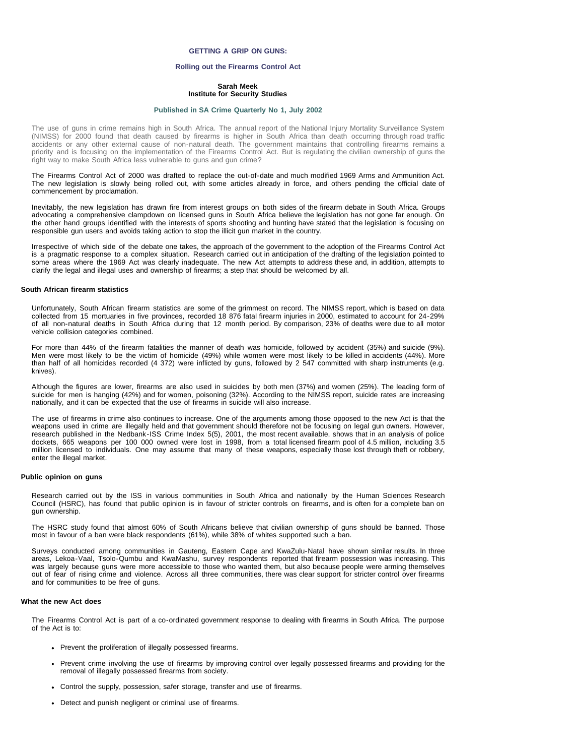# GETTING A GRIP ON GUNS:

## Rolling out the Firearms Control Act

**Sarah Meek**
**Institute for Security Studies**

**Published in SA Crime Quarterly No 1, July 2002**

The use of guns in crime remains high in South Africa. The annual report of the National Injury Mortality Surveillance System (NIMSS) for 2000 found that death caused by firearms is higher in South Africa than death occurring through road traffic accidents or any other external cause of non-natural death. The government maintains that controlling firearms remains a priority and is focusing on the implementation of the Firearms Control Act. But is regulating the civilian ownership of guns the right way to make South Africa less vulnerable to guns and gun crime?

The Firearms Control Act of 2000 was drafted to replace the out-of-date and much modified 1969 Arms and Ammunition Act. The new legislation is slowly being rolled out, with some articles already in force, and others pending the official date of commencement by proclamation.

Inevitably, the new legislation has drawn fire from interest groups on both sides of the firearm debate in South Africa. Groups advocating a comprehensive clampdown on licensed guns in South Africa believe the legislation has not gone far enough. On the other hand groups identified with the interests of sports shooting and hunting have stated that the legislation is focusing on responsible gun users and avoids taking action to stop the illicit gun market in the country.

Irrespective of which side of the debate one takes, the approach of the government to the adoption of the Firearms Control Act is a pragmatic response to a complex situation. Research carried out in anticipation of the drafting of the legislation pointed to some areas where the 1969 Act was clearly inadequate. The new Act attempts to address these and, in addition, attempts to clarify the legal and illegal uses and ownership of firearms; a step that should be welcomed by all.

### South African firearm statistics

Unfortunately, South African firearm statistics are some of the grimmest on record. The NIMSS report, which is based on data collected from 15 mortuaries in five provinces, recorded 18 876 fatal firearm injuries in 2000, estimated to account for 24-29% of all non-natural deaths in South Africa during that 12 month period. By comparison, 23% of deaths were due to all motor vehicle collision categories combined.

For more than 44% of the firearm fatalities the manner of death was homicide, followed by accident (35%) and suicide (9%). Men were most likely to be the victim of homicide (49%) while women were most likely to be killed in accidents (44%). More than half of all homicides recorded (4 372) were inflicted by guns, followed by 2 547 committed with sharp instruments (e.g. knives).

Although the figures are lower, firearms are also used in suicides by both men (37%) and women (25%). The leading form of suicide for men is hanging (42%) and for women, poisoning (32%). According to the NIMSS report, suicide rates are increasing nationally, and it can be expected that the use of firearms in suicide will also increase.

The use of firearms in crime also continues to increase. One of the arguments among those opposed to the new Act is that the weapons used in crime are illegally held and that government should therefore not be focusing on legal gun owners. However, research published in the Nedbank-ISS Crime Index 5(5), 2001, the most recent available, shows that in an analysis of police dockets, 665 weapons per 100 000 owned were lost in 1998, from a total licensed firearm pool of 4.5 million, including 3.5 million licensed to individuals. One may assume that many of these weapons, especially those lost through theft or robbery, enter the illegal market.

### Public opinion on guns

Research carried out by the ISS in various communities in South Africa and nationally by the Human Sciences Research Council (HSRC), has found that public opinion is in favour of stricter controls on firearms, and is often for a complete ban on gun ownership.

The HSRC study found that almost 60% of South Africans believe that civilian ownership of guns should be banned. Those most in favour of a ban were black respondents (61%), while 38% of whites supported such a ban.

Surveys conducted among communities in Gauteng, Eastern Cape and KwaZulu-Natal have shown similar results. In three areas, Lekoa-Vaal, Tsolo-Qumbu and KwaMashu, survey respondents reported that firearm possession was increasing. This was largely because guns were more accessible to those who wanted them, but also because people were arming themselves out of fear of rising crime and violence. Across all three communities, there was clear support for stricter control over firearms and for communities to be free of guns.

### What the new Act does

The Firearms Control Act is part of a co-ordinated government response to dealing with firearms in South Africa. The purpose of the Act is to:

- Prevent the proliferation of illegally possessed firearms.
- Prevent crime involving the use of firearms by improving control over legally possessed firearms and providing for the removal of illegally possessed firearms from society.
- Control the supply, possession, safer storage, transfer and use of firearms.
- Detect and punish negligent or criminal use of firearms.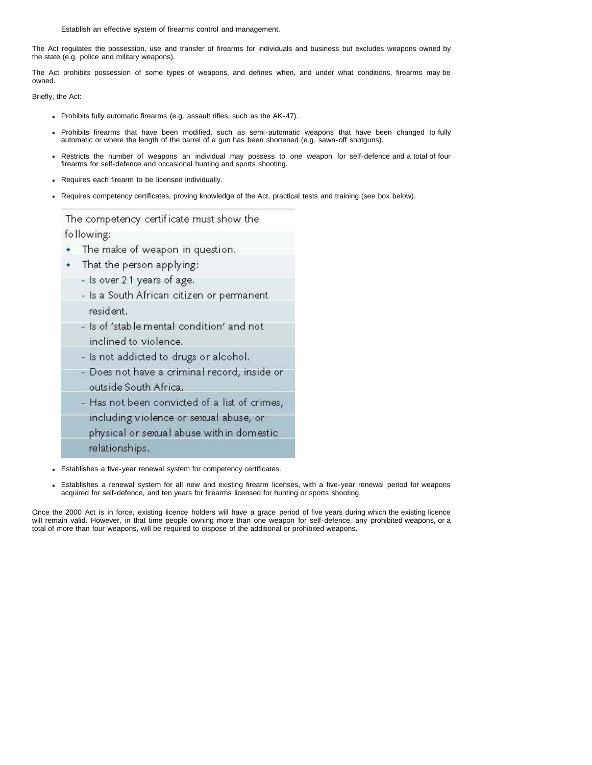Establish an effective system of firearms control and management.

The Act regulates the possession, use and transfer of firearms for individuals and business but excludes weapons owned by the state (e.g. police and military weapons).

The Act prohibits possession of some types of weapons, and defines when, and under what conditions, firearms may be owned.

Briefly, the Act:

- Prohibits fully automatic firearms (e.g. assault rifles, such as the AK-47).
- Prohibits firearms that have been modified, such as semi-automatic weapons that have been changed to fully automatic or where the length of the barrel of a gun has been shortened (e.g. sawn-off shotguns).
- Restricts the number of weapons an individual may possess to one weapon for self-defence and a total of four firearms for self-defence and occasional hunting and sports shooting.
- Requires each firearm to be licensed individually.
- Requires competency certificates, proving knowledge of the Act, practical tests and training (see box below).

> The competency certificate must show the following:
>
> - The make of weapon in question.
> - That the person applying:
>   - Is over 21 years of age.
>   - Is a South African citizen or permanent resident.
>   - Is of 'stable mental condition' and not inclined to violence.
>   - Is not addicted to drugs or alcohol.
>   - Does not have a criminal record, inside or outside South Africa.
>   - Has not been convicted of a list of crimes, including violence or sexual abuse, or physical or sexual abuse within domestic relationships.

- Establishes a five-year renewal system for competency certificates.
- Establishes a renewal system for all new and existing firearm licenses, with a five-year renewal period for weapons acquired for self-defence, and ten years for firearms licensed for hunting or sports shooting.

Once the 2000 Act is in force, existing licence holders will have a grace period of five years during which the existing licence will remain valid. However, in that time people owning more than one weapon for self-defence, any prohibited weapons, or a total of more than four weapons, will be required to dispose of the additional or prohibited weapons.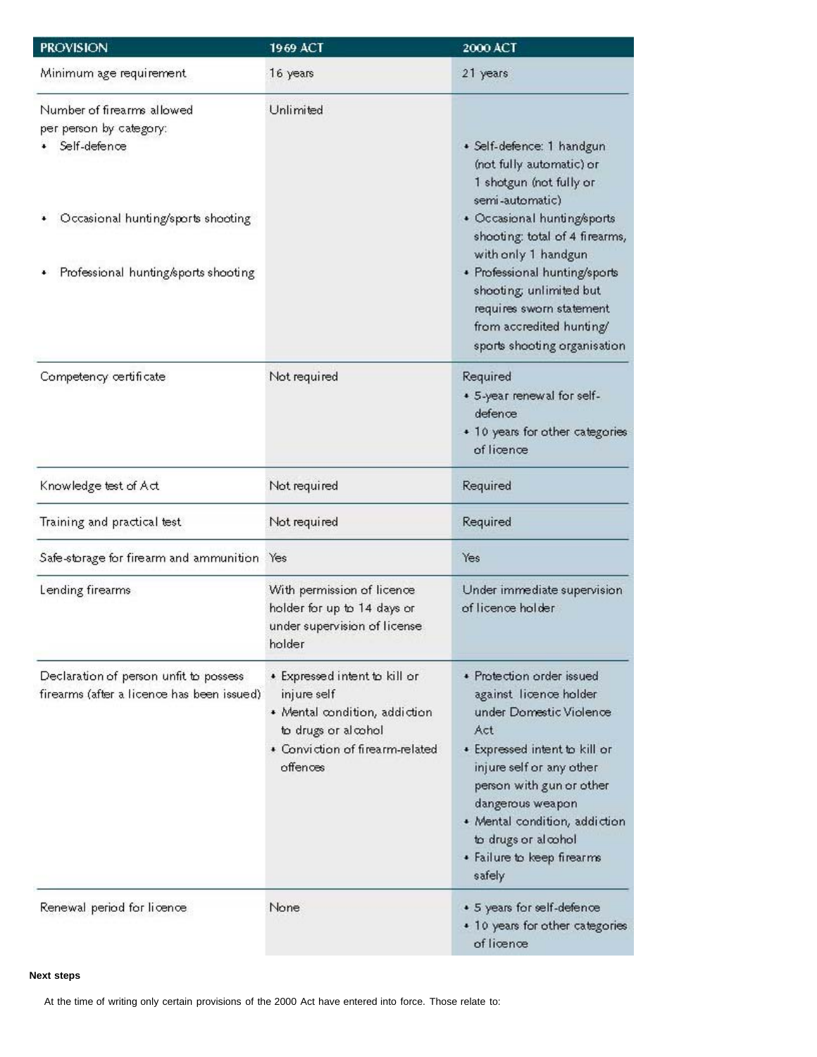| PROVISION | 1969 ACT | 2000 ACT |
| --- | --- | --- |
| Minimum age requirement | 16 years | 21 years |
| Number of firearms allowed per person by category: | Unlimited | |
| • Self-defence | | • Self-defence: 1 handgun (not fully automatic) or 1 shotgun (not fully or semi-automatic) |
| • Occasional hunting/sports shooting | | • Occasional hunting/sports shooting: total of 4 firearms, with only 1 handgun |
| • Professional hunting/sports shooting | | • Professional hunting/sports shooting; unlimited but requires sworn statement from accredited hunting/ sports shooting organisation |
| Competency certificate | Not required | Required<br>• 5-year renewal for self-defence<br>• 10 years for other categories of licence |
| Knowledge test of Act | Not required | Required |
| Training and practical test | Not required | Required |
| Safe-storage for firearm and ammunition | Yes | Yes |
| Lending firearms | With permission of licence holder for up to 14 days or under supervision of license holder | Under immediate supervision of licence holder |
| Declaration of person unfit to possess firearms (after a licence has been issued) | • Expressed intent to kill or injure self<br>• Mental condition, addiction to drugs or alcohol<br>• Conviction of firearm-related offences | • Protection order issued against licence holder under Domestic Violence Act<br>• Expressed intent to kill or injure self or any other person with gun or other dangerous weapon<br>• Mental condition, addiction to drugs or alcohol<br>• Failure to keep firearms safely |
| Renewal period for licence | None | • 5 years for self-defence<br>• 10 years for other categories of licence |

**Next steps**

At the time of writing only certain provisions of the 2000 Act have entered into force. Those relate to: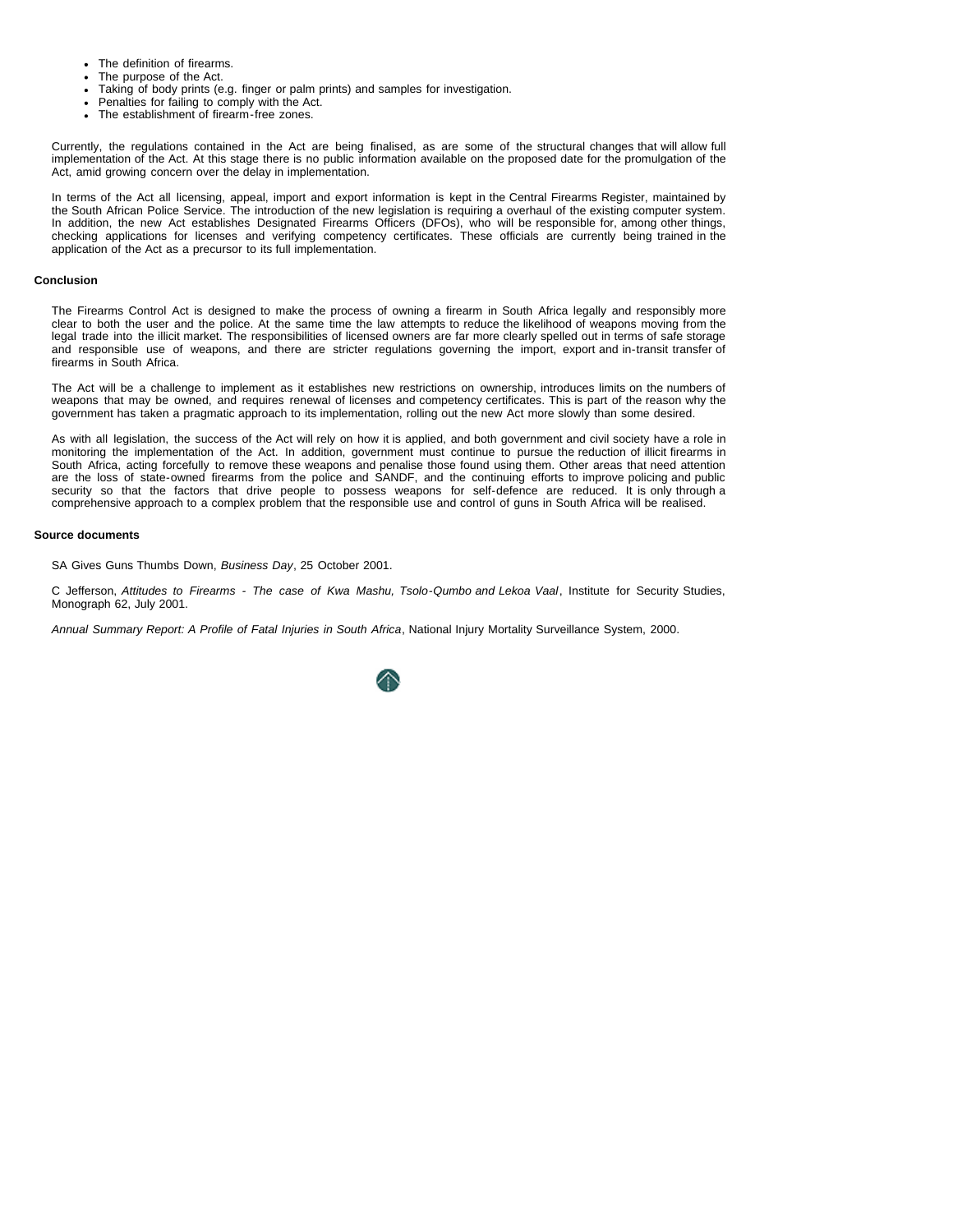- The definition of firearms.
- The purpose of the Act.
- Taking of body prints (e.g. finger or palm prints) and samples for investigation.
- Penalties for failing to comply with the Act.
- The establishment of firearm-free zones.

Currently, the regulations contained in the Act are being finalised, as are some of the structural changes that will allow full implementation of the Act. At this stage there is no public information available on the proposed date for the promulgation of the Act, amid growing concern over the delay in implementation.

In terms of the Act all licensing, appeal, import and export information is kept in the Central Firearms Register, maintained by the South African Police Service. The introduction of the new legislation is requiring a overhaul of the existing computer system. In addition, the new Act establishes Designated Firearms Officers (DFOs), who will be responsible for, among other things, checking applications for licenses and verifying competency certificates. These officials are currently being trained in the application of the Act as a precursor to its full implementation.

**Conclusion**

The Firearms Control Act is designed to make the process of owning a firearm in South Africa legally and responsibly more clear to both the user and the police. At the same time the law attempts to reduce the likelihood of weapons moving from the legal trade into the illicit market. The responsibilities of licensed owners are far more clearly spelled out in terms of safe storage and responsible use of weapons, and there are stricter regulations governing the import, export and in-transit transfer of firearms in South Africa.

The Act will be a challenge to implement as it establishes new restrictions on ownership, introduces limits on the numbers of weapons that may be owned, and requires renewal of licenses and competency certificates. This is part of the reason why the government has taken a pragmatic approach to its implementation, rolling out the new Act more slowly than some desired.

As with all legislation, the success of the Act will rely on how it is applied, and both government and civil society have a role in monitoring the implementation of the Act. In addition, government must continue to pursue the reduction of illicit firearms in South Africa, acting forcefully to remove these weapons and penalise those found using them. Other areas that need attention are the loss of state-owned firearms from the police and SANDF, and the continuing efforts to improve policing and public security so that the factors that drive people to possess weapons for self-defence are reduced. It is only through a comprehensive approach to a complex problem that the responsible use and control of guns in South Africa will be realised.

**Source documents**

SA Gives Guns Thumbs Down, *Business Day*, 25 October 2001.

C Jefferson, *Attitudes to Firearms - The case of Kwa Mashu, Tsolo-Qumbo and Lekoa Vaal*, Institute for Security Studies, Monograph 62, July 2001.

*Annual Summary Report: A Profile of Fatal Injuries in South Africa*, National Injury Mortality Surveillance System, 2000.